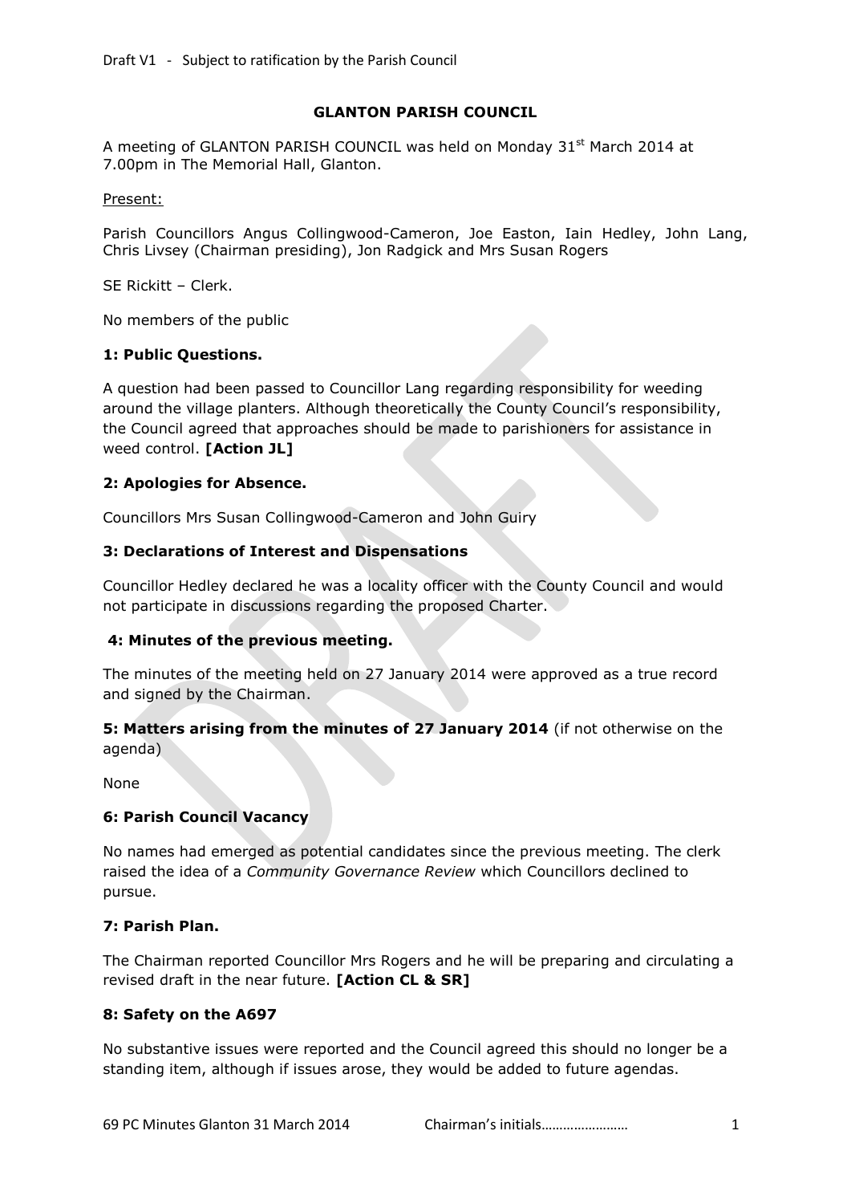Draft V1 - Subject to ratification by the Parish Council

# GLANTON PARISH COUNCIL

A meeting of GLANTON PARISH COUNCIL was held on Monday 31st March 2014 at 7.00pm in The Memorial Hall, Glanton.

Present:

Parish Councillors Angus Collingwood-Cameron, Joe Easton, Iain Hedley, John Lang, Chris Livsey (Chairman presiding), Jon Radgick and Mrs Susan Rogers

SE Rickitt – Clerk.

No members of the public

### 1: Public Questions.

A question had been passed to Councillor Lang regarding responsibility for weeding around the village planters. Although theoretically the County Council's responsibility, the Council agreed that approaches should be made to parishioners for assistance in weed control. **[Action JL]**

### 2: Apologies for Absence.

Councillors Mrs Susan Collingwood-Cameron and John Guiry

### 3: Declarations of Interest and Dispensations

Councillor Hedley declared he was a locality officer with the County Council and would not participate in discussions regarding the proposed Charter.

### 4: Minutes of the previous meeting.

The minutes of the meeting held on 27 January 2014 were approved as a true record and signed by the Chairman.

### 5: Matters arising from the minutes of 27 January 2014 (if not otherwise on the agenda)

None

### 6: Parish Council Vacancy

No names had emerged as potential candidates since the previous meeting. The clerk raised the idea of a *Community Governance Review* which Councillors declined to pursue.

### 7: Parish Plan.

The Chairman reported Councillor Mrs Rogers and he will be preparing and circulating a revised draft in the near future. **[Action CL & SR]**

### 8: Safety on the A697

No substantive issues were reported and the Council agreed this should no longer be a standing item, although if issues arose, they would be added to future agendas.

69 PC Minutes Glanton 31 March 2014 Chairman's initials……………………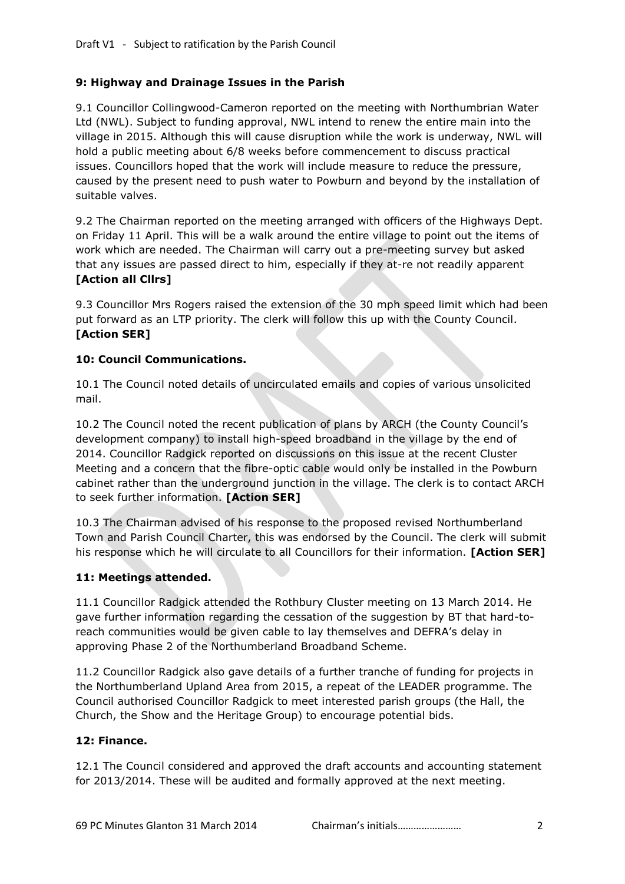## 9: Highway and Drainage Issues in the Parish

9.1 Councillor Collingwood-Cameron reported on the meeting with Northumbrian Water Ltd (NWL). Subject to funding approval, NWL intend to renew the entire main into the village in 2015. Although this will cause disruption while the work is underway, NWL will hold a public meeting about 6/8 weeks before commencement to discuss practical issues. Councillors hoped that the work will include measure to reduce the pressure, caused by the present need to push water to Powburn and beyond by the installation of suitable valves.

9.2 The Chairman reported on the meeting arranged with officers of the Highways Dept. on Friday 11 April. This will be a walk around the entire village to point out the items of work which are needed. The Chairman will carry out a pre-meeting survey but asked that any issues are passed direct to him, especially if they at-re not readily apparent **[Action all Cllrs]**

9.3 Councillor Mrs Rogers raised the extension of the 30 mph speed limit which had been put forward as an LTP priority. The clerk will follow this up with the County Council. **[Action SER]**

## 10: Council Communications.

10.1 The Council noted details of uncirculated emails and copies of various unsolicited mail.

10.2 The Council noted the recent publication of plans by ARCH (the County Council's development company) to install high-speed broadband in the village by the end of 2014. Councillor Radgick reported on discussions on this issue at the recent Cluster Meeting and a concern that the fibre-optic cable would only be installed in the Powburn cabinet rather than the underground junction in the village. The clerk is to contact ARCH to seek further information. **[Action SER]**

10.3 The Chairman advised of his response to the proposed revised Northumberland Town and Parish Council Charter, this was endorsed by the Council. The clerk will submit his response which he will circulate to all Councillors for their information. **[Action SER]**

## 11: Meetings attended.

11.1 Councillor Radgick attended the Rothbury Cluster meeting on 13 March 2014. He gave further information regarding the cessation of the suggestion by BT that hard-to-reach communities would be given cable to lay themselves and DEFRA's delay in approving Phase 2 of the Northumberland Broadband Scheme.

11.2 Councillor Radgick also gave details of a further tranche of funding for projects in the Northumberland Upland Area from 2015, a repeat of the LEADER programme. The Council authorised Councillor Radgick to meet interested parish groups (the Hall, the Church, the Show and the Heritage Group) to encourage potential bids.

## 12: Finance.

12.1 The Council considered and approved the draft accounts and accounting statement for 2013/2014. These will be audited and formally approved at the next meeting.

69 PC Minutes Glanton 31 March 2014 Chairman's initials……………………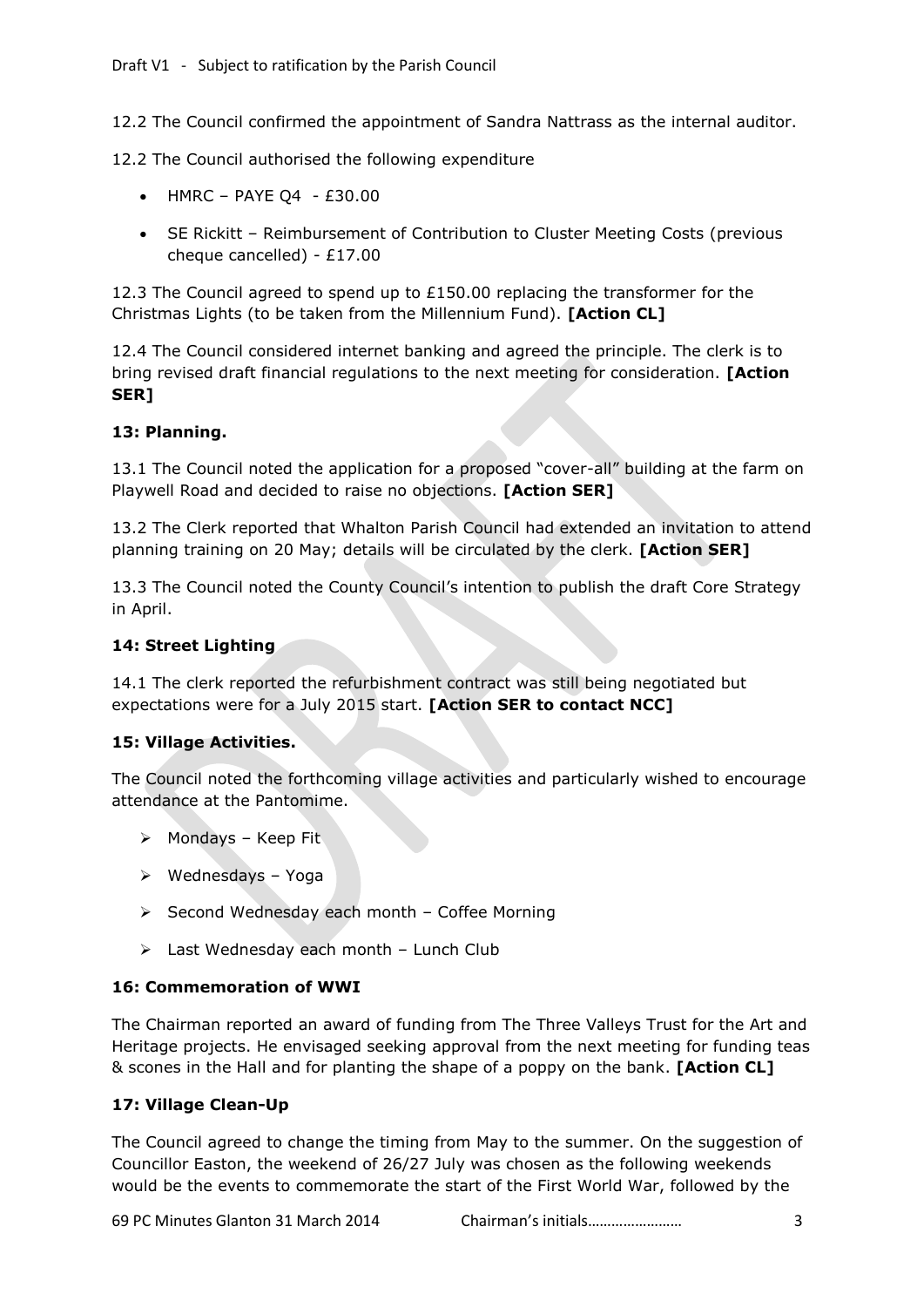12.2 The Council confirmed the appointment of Sandra Nattrass as the internal auditor.

12.2 The Council authorised the following expenditure

- HMRC – PAYE Q4 - £30.00
- SE Rickitt – Reimbursement of Contribution to Cluster Meeting Costs (previous cheque cancelled) - £17.00

12.3 The Council agreed to spend up to £150.00 replacing the transformer for the Christmas Lights (to be taken from the Millennium Fund). **[Action CL]**

12.4 The Council considered internet banking and agreed the principle. The clerk is to bring revised draft financial regulations to the next meeting for consideration. **[Action SER]**

### 13: Planning.

13.1 The Council noted the application for a proposed "cover-all" building at the farm on Playwell Road and decided to raise no objections. **[Action SER]**

13.2 The Clerk reported that Whalton Parish Council had extended an invitation to attend planning training on 20 May; details will be circulated by the clerk. **[Action SER]**

13.3 The Council noted the County Council's intention to publish the draft Core Strategy in April.

### 14: Street Lighting

14.1 The clerk reported the refurbishment contract was still being negotiated but expectations were for a July 2015 start. **[Action SER to contact NCC]**

### 15: Village Activities.

The Council noted the forthcoming village activities and particularly wished to encourage attendance at the Pantomime.

- Mondays – Keep Fit
- Wednesdays – Yoga
- Second Wednesday each month – Coffee Morning
- Last Wednesday each month – Lunch Club

### 16: Commemoration of WWI

The Chairman reported an award of funding from The Three Valleys Trust for the Art and Heritage projects. He envisaged seeking approval from the next meeting for funding teas & scones in the Hall and for planting the shape of a poppy on the bank. **[Action CL]**

### 17: Village Clean-Up

The Council agreed to change the timing from May to the summer. On the suggestion of Councillor Easton, the weekend of 26/27 July was chosen as the following weekends would be the events to commemorate the start of the First World War, followed by the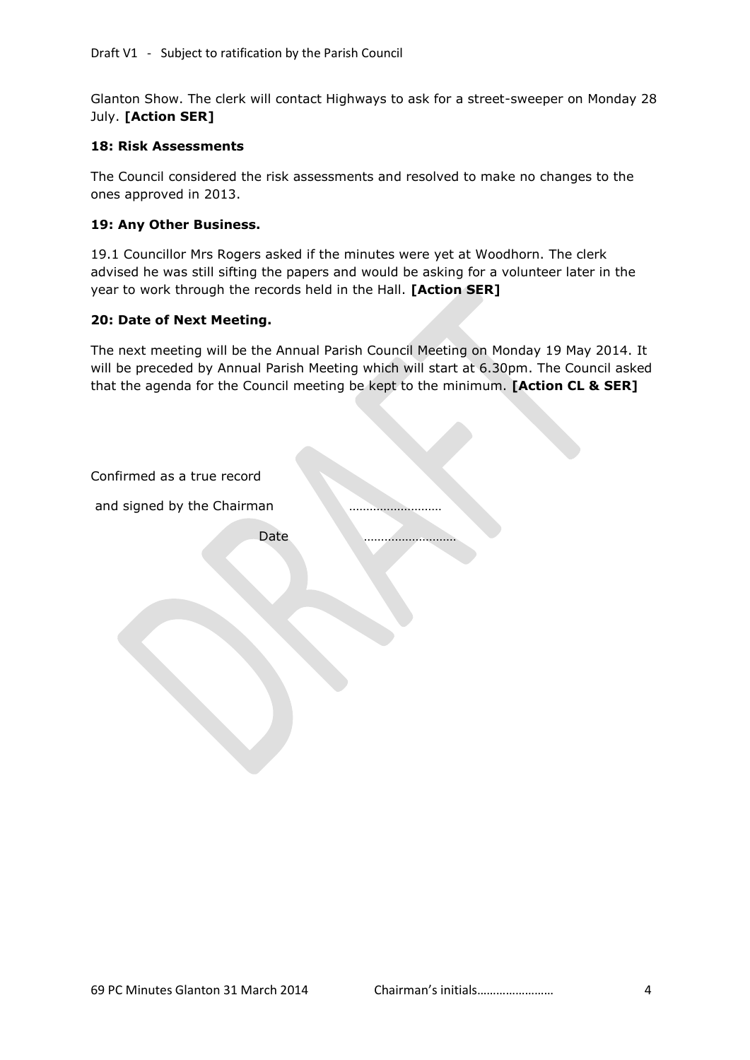Glanton Show. The clerk will contact Highways to ask for a street-sweeper on Monday 28 July. **[Action SER]**

### 18: Risk Assessments

The Council considered the risk assessments and resolved to make no changes to the ones approved in 2013.

### 19: Any Other Business.

19.1 Councillor Mrs Rogers asked if the minutes were yet at Woodhorn. The clerk advised he was still sifting the papers and would be asking for a volunteer later in the year to work through the records held in the Hall. **[Action SER]**

### 20: Date of Next Meeting.

The next meeting will be the Annual Parish Council Meeting on Monday 19 May 2014. It will be preceded by Annual Parish Meeting which will start at 6.30pm. The Council asked that the agenda for the Council meeting be kept to the minimum. **[Action CL & SER]**

Confirmed as a true record

and signed by the Chairman ………………………

Date ………………………

Chairman's initials……………………